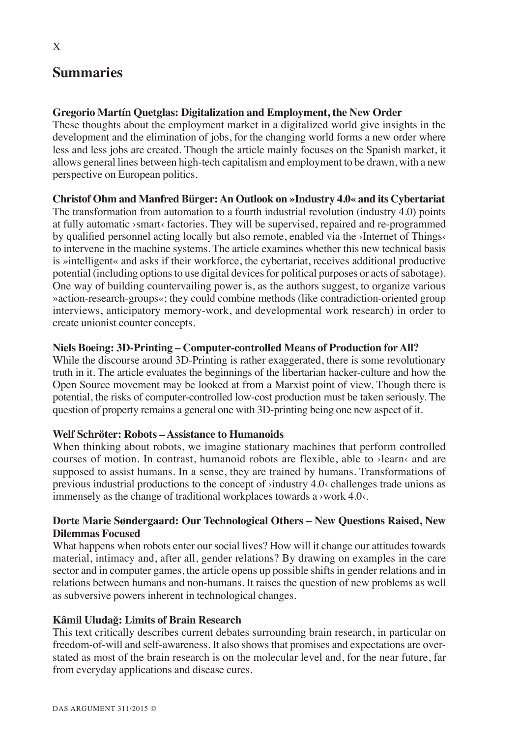# Summaries

**Gregorio Martín Quetglas: Digitalization and Employment, the New Order**
These thoughts about the employment market in a digitalized world give insights in the development and the elimination of jobs, for the changing world forms a new order where less and less jobs are created. Though the article mainly focuses on the Spanish market, it allows general lines between high-tech capitalism and employment to be drawn, with a new perspective on European politics.

**Christof Ohm and Manfred Bürger: An Outlook on »Industry 4.0« and its Cybertariat**
The transformation from automation to a fourth industrial revolution (industry 4.0) points at fully automatic ›smart‹ factories. They will be supervised, repaired and re-programmed by qualified personnel acting locally but also remote, enabled via the ›Internet of Things‹ to intervene in the machine systems. The article examines whether this new technical basis is »intelligent« and asks if their workforce, the cybertariat, receives additional productive potential (including options to use digital devices for political purposes or acts of sabotage). One way of building countervailing power is, as the authors suggest, to organize various »action-research-groups«; they could combine methods (like contradiction-oriented group interviews, anticipatory memory-work, and developmental work research) in order to create unionist counter concepts.

**Niels Boeing: 3D-Printing – Computer-controlled Means of Production for All?**
While the discourse around 3D-Printing is rather exaggerated, there is some revolutionary truth in it. The article evaluates the beginnings of the libertarian hacker-culture and how the Open Source movement may be looked at from a Marxist point of view. Though there is potential, the risks of computer-controlled low-cost production must be taken seriously. The question of property remains a general one with 3D-printing being one new aspect of it.

**Welf Schröter: Robots – Assistance to Humanoids**
When thinking about robots, we imagine stationary machines that perform controlled courses of motion. In contrast, humanoid robots are flexible, able to ›learn‹ and are supposed to assist humans. In a sense, they are trained by humans. Transformations of previous industrial productions to the concept of ›industry 4.0‹ challenges trade unions as immensely as the change of traditional workplaces towards a ›work 4.0‹.

**Dorte Marie Søndergaard: Our Technological Others – New Questions Raised, New Dilemmas Focused**
What happens when robots enter our social lives? How will it change our attitudes towards material, intimacy and, after all, gender relations? By drawing on examples in the care sector and in computer games, the article opens up possible shifts in gender relations and in relations between humans and non-humans. It raises the question of new problems as well as subversive powers inherent in technological changes.

**Kâmil Uludağ: Limits of Brain Research**
This text critically describes current debates surrounding brain research, in particular on freedom-of-will and self-awareness. It also shows that promises and expectations are overstated as most of the brain research is on the molecular level and, for the near future, far from everyday applications and disease cures.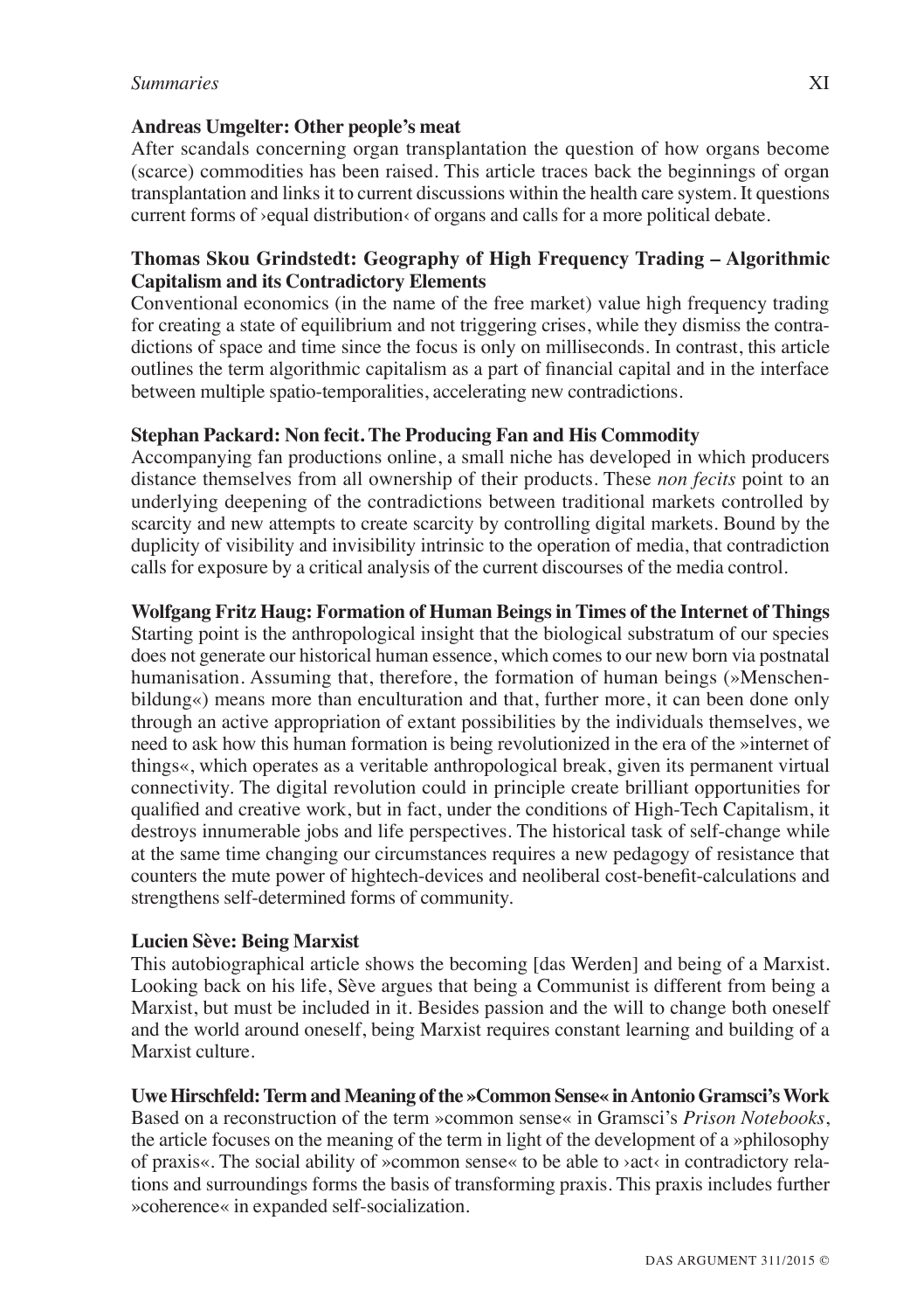**Andreas Umgelter: Other people's meat**

After scandals concerning organ transplantation the question of how organs become (scarce) commodities has been raised. This article traces back the beginnings of organ transplantation and links it to current discussions within the health care system. It questions current forms of ›equal distribution‹ of organs and calls for a more political debate.

**Thomas Skou Grindstedt: Geography of High Frequency Trading – Algorithmic Capitalism and its Contradictory Elements**

Conventional economics (in the name of the free market) value high frequency trading for creating a state of equilibrium and not triggering crises, while they dismiss the contradictions of space and time since the focus is only on milliseconds. In contrast, this article outlines the term algorithmic capitalism as a part of financial capital and in the interface between multiple spatio-temporalities, accelerating new contradictions.

**Stephan Packard: Non fecit. The Producing Fan and His Commodity**

Accompanying fan productions online, a small niche has developed in which producers distance themselves from all ownership of their products. These *non fecits* point to an underlying deepening of the contradictions between traditional markets controlled by scarcity and new attempts to create scarcity by controlling digital markets. Bound by the duplicity of visibility and invisibility intrinsic to the operation of media, that contradiction calls for exposure by a critical analysis of the current discourses of the media control.

**Wolfgang Fritz Haug: Formation of Human Beings in Times of the Internet of Things**

Starting point is the anthropological insight that the biological substratum of our species does not generate our historical human essence, which comes to our new born via postnatal humanisation. Assuming that, therefore, the formation of human beings (»Menschenbildung«) means more than enculturation and that, further more, it can been done only through an active appropriation of extant possibilities by the individuals themselves, we need to ask how this human formation is being revolutionized in the era of the »internet of things«, which operates as a veritable anthropological break, given its permanent virtual connectivity. The digital revolution could in principle create brilliant opportunities for qualified and creative work, but in fact, under the conditions of High-Tech Capitalism, it destroys innumerable jobs and life perspectives. The historical task of self-change while at the same time changing our circumstances requires a new pedagogy of resistance that counters the mute power of hightech-devices and neoliberal cost-benefit-calculations and strengthens self-determined forms of community.

**Lucien Sève: Being Marxist**

This autobiographical article shows the becoming [das Werden] and being of a Marxist. Looking back on his life, Sève argues that being a Communist is different from being a Marxist, but must be included in it. Besides passion and the will to change both oneself and the world around oneself, being Marxist requires constant learning and building of a Marxist culture.

**Uwe Hirschfeld: Term and Meaning of the »Common Sense« in Antonio Gramsci's Work**

Based on a reconstruction of the term »common sense« in Gramsci's *Prison Notebooks*, the article focuses on the meaning of the term in light of the development of a »philosophy of praxis«. The social ability of »common sense« to be able to ›act‹ in contradictory relations and surroundings forms the basis of transforming praxis. This praxis includes further »coherence« in expanded self-socialization.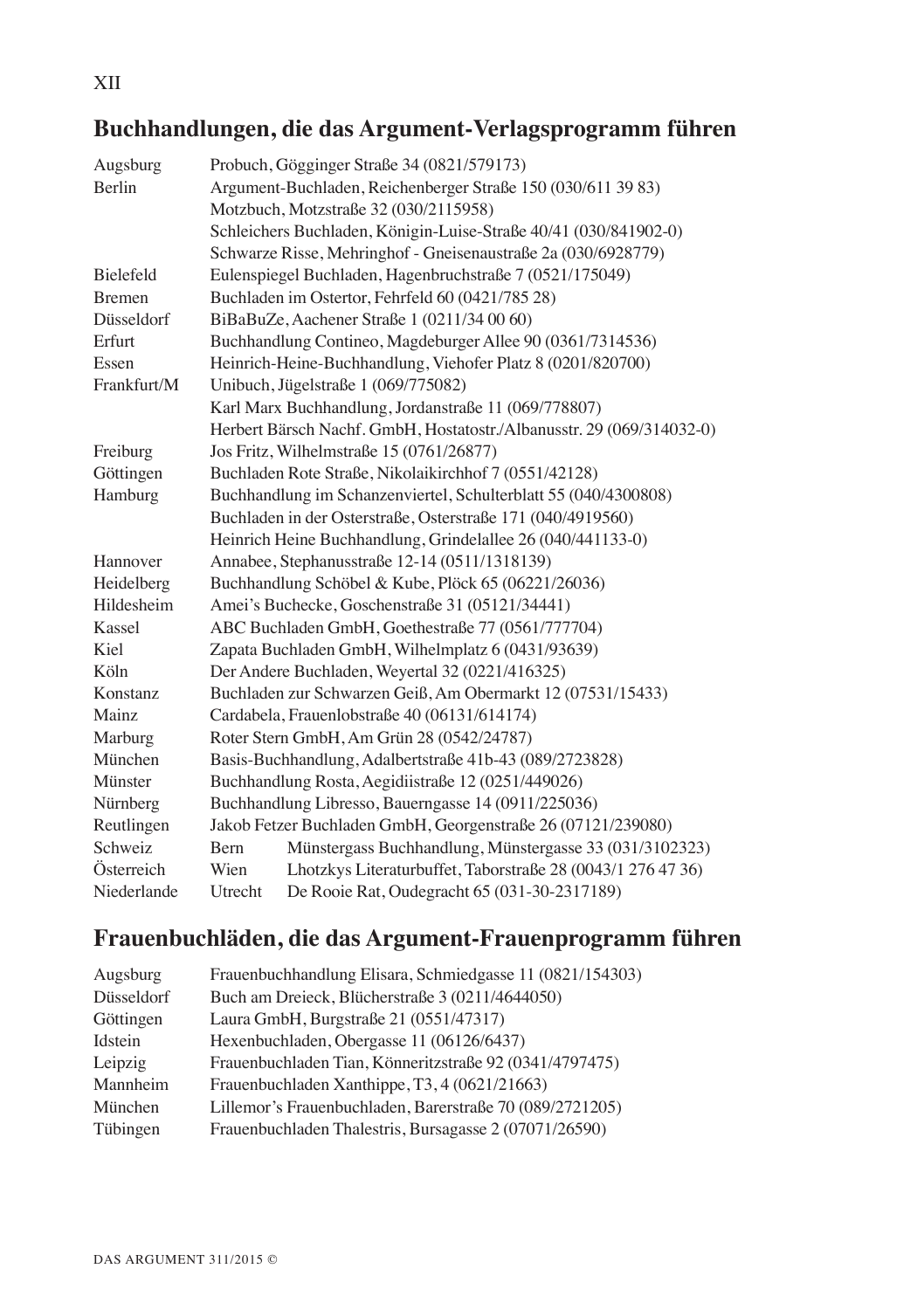## Buchhandlungen, die das Argument-Verlagsprogramm führen

| | | |
|---|---|---|
| Augsburg | Probuch, Gögginger Straße 34 (0821/579173) | |
| Berlin | Argument-Buchladen, Reichenberger Straße 150 (030/611 39 83) | |
| | Motzbuch, Motzstraße 32 (030/2115958) | |
| | Schleichers Buchladen, Königin-Luise-Straße 40/41 (030/841902-0) | |
| | Schwarze Risse, Mehringhof - Gneisenaustraße 2a (030/6928779) | |
| Bielefeld | Eulenspiegel Buchladen, Hagenbruchstraße 7 (0521/175049) | |
| Bremen | Buchladen im Ostertor, Fehrfeld 60 (0421/785 28) | |
| Düsseldorf | BiBaBuZe, Aachener Straße 1 (0211/34 00 60) | |
| Erfurt | Buchhandlung Contineo, Magdeburger Allee 90 (0361/7314536) | |
| Essen | Heinrich-Heine-Buchhandlung, Viehofer Platz 8 (0201/820700) | |
| Frankfurt/M | Unibuch, Jügelstraße 1 (069/775082) | |
| | Karl Marx Buchhandlung, Jordanstraße 11 (069/778807) | |
| | Herbert Bärsch Nachf. GmbH, Hostatostr./Albanusstr. 29 (069/314032-0) | |
| Freiburg | Jos Fritz, Wilhelmstraße 15 (0761/26877) | |
| Göttingen | Buchladen Rote Straße, Nikolaikirchhof 7 (0551/42128) | |
| Hamburg | Buchhandlung im Schanzenviertel, Schulterblatt 55 (040/4300808) | |
| | Buchladen in der Osterstraße, Osterstraße 171 (040/4919560) | |
| | Heinrich Heine Buchhandlung, Grindelallee 26 (040/441133-0) | |
| Hannover | Annabee, Stephanusstraße 12-14 (0511/1318139) | |
| Heidelberg | Buchhandlung Schöbel & Kube, Plöck 65 (06221/26036) | |
| Hildesheim | Amei's Buchecke, Goschenstraße 31 (05121/34441) | |
| Kassel | ABC Buchladen GmbH, Goethestraße 77 (0561/777704) | |
| Kiel | Zapata Buchladen GmbH, Wilhelmplatz 6 (0431/93639) | |
| Köln | Der Andere Buchladen, Weyertal 32 (0221/416325) | |
| Konstanz | Buchladen zur Schwarzen Geiß, Am Obermarkt 12 (07531/15433) | |
| Mainz | Cardabela, Frauenlobstraße 40 (06131/614174) | |
| Marburg | Roter Stern GmbH, Am Grün 28 (0542/24787) | |
| München | Basis-Buchhandlung, Adalbertstraße 41b-43 (089/2723828) | |
| Münster | Buchhandlung Rosta, Aegidiistraße 12 (0251/449026) | |
| Nürnberg | Buchhandlung Libresso, Bauerngasse 14 (0911/225036) | |
| Reutlingen | Jakob Fetzer Buchladen GmbH, Georgenstraße 26 (07121/239080) | |
| Schweiz | Bern | Münstergass Buchhandlung, Münstergasse 33 (031/3102323) |
| Österreich | Wien | Lhotzkys Literaturbuffet, Taborstraße 28 (0043/1 276 47 36) |
| Niederlande | Utrecht | De Rooie Rat, Oudegracht 65 (031-30-2317189) |

## Frauenbuchläden, die das Argument-Frauenprogramm führen

| | |
|---|---|
| Augsburg | Frauenbuchhandlung Elisara, Schmiedgasse 11 (0821/154303) |
| Düsseldorf | Buch am Dreieck, Blücherstraße 3 (0211/4644050) |
| Göttingen | Laura GmbH, Burgstraße 21 (0551/47317) |
| Idstein | Hexenbuchladen, Obergasse 11 (06126/6437) |
| Leipzig | Frauenbuchladen Tian, Könneritzstraße 92 (0341/4797475) |
| Mannheim | Frauenbuchladen Xanthippe, T3, 4 (0621/21663) |
| München | Lillemor's Frauenbuchladen, Barerstraße 70 (089/2721205) |
| Tübingen | Frauenbuchladen Thalestris, Bursagasse 2 (07071/26590) |